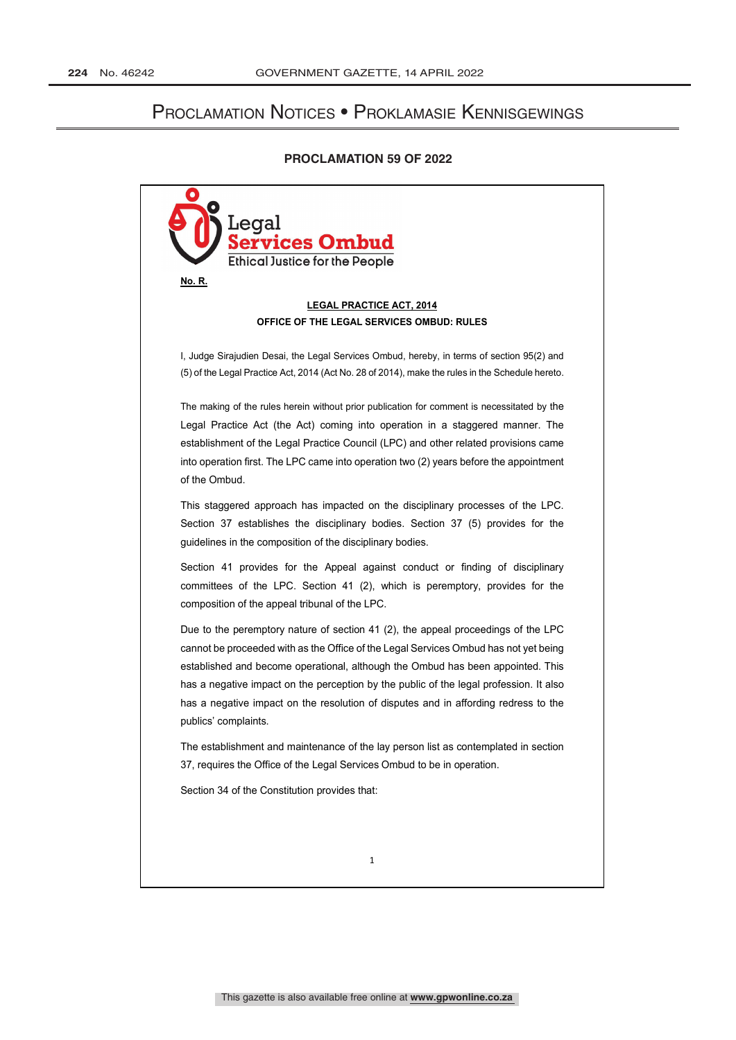# Proclamation Notices • Proklamasie Kennisgewings

## PROCLAMATION 59 OF 2022

Legal
Services Ombud
Ethical Justice for the People

**No. R.**

**LEGAL PRACTICE ACT, 2014**

**OFFICE OF THE LEGAL SERVICES OMBUD: RULES**

I, Judge Sirajudien Desai, the Legal Services Ombud, hereby, in terms of section 95(2) and (5) of the Legal Practice Act, 2014 (Act No. 28 of 2014), make the rules in the Schedule hereto.

The making of the rules herein without prior publication for comment is necessitated by the Legal Practice Act (the Act) coming into operation in a staggered manner. The establishment of the Legal Practice Council (LPC) and other related provisions came into operation first. The LPC came into operation two (2) years before the appointment of the Ombud.

This staggered approach has impacted on the disciplinary processes of the LPC. Section 37 establishes the disciplinary bodies. Section 37 (5) provides for the guidelines in the composition of the disciplinary bodies.

Section 41 provides for the Appeal against conduct or finding of disciplinary committees of the LPC. Section 41 (2), which is peremptory, provides for the composition of the appeal tribunal of the LPC.

Due to the peremptory nature of section 41 (2), the appeal proceedings of the LPC cannot be proceeded with as the Office of the Legal Services Ombud has not yet being established and become operational, although the Ombud has been appointed. This has a negative impact on the perception by the public of the legal profession. It also has a negative impact on the resolution of disputes and in affording redress to the publics' complaints.

The establishment and maintenance of the lay person list as contemplated in section 37, requires the Office of the Legal Services Ombud to be in operation.

Section 34 of the Constitution provides that: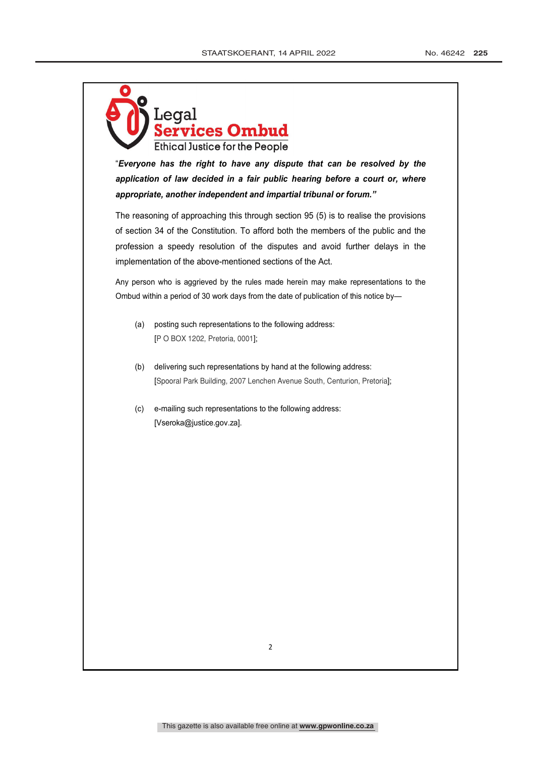**Legal**
**Services Ombud**
Ethical Justice for the People

"***Everyone has the right to have any dispute that can be resolved by the application of law decided in a fair public hearing before a court or, where appropriate, another independent and impartial tribunal or forum."***

The reasoning of approaching this through section 95 (5) is to realise the provisions of section 34 of the Constitution. To afford both the members of the public and the profession a speedy resolution of the disputes and avoid further delays in the implementation of the above-mentioned sections of the Act.

Any person who is aggrieved by the rules made herein may make representations to the Ombud within a period of 30 work days from the date of publication of this notice by—

(a) posting such representations to the following address:
[P O BOX 1202, Pretoria, 0001];

(b) delivering such representations by hand at the following address:
[Spooral Park Building, 2007 Lenchen Avenue South, Centurion, Pretoria];

(c) e-mailing such representations to the following address:
[Vseroka@justice.gov.za].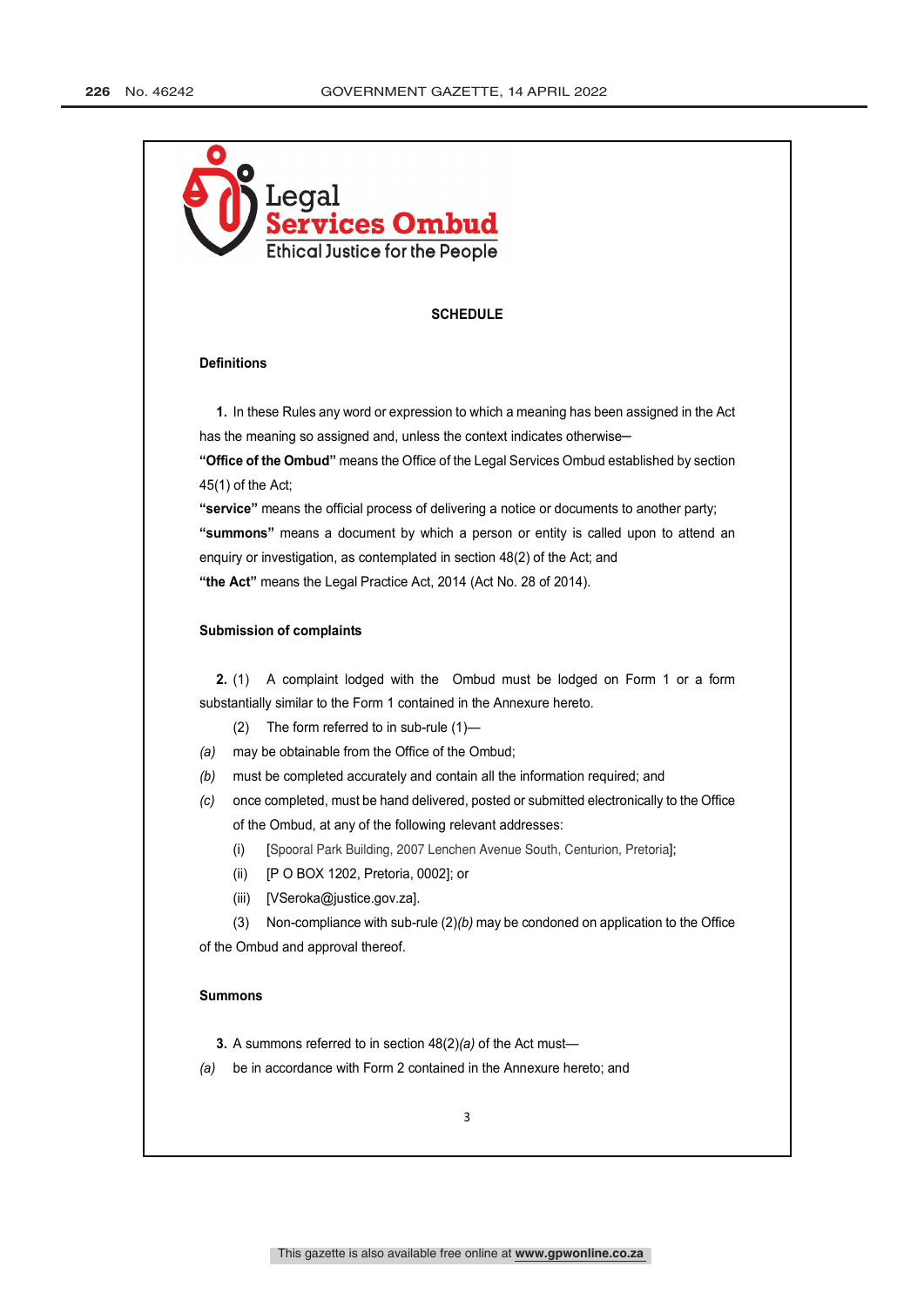Legal
Services Ombud
Ethical Justice for the People

## SCHEDULE

### Definitions

**1.** In these Rules any word or expression to which a meaning has been assigned in the Act has the meaning so assigned and, unless the context indicates otherwise—

**"Office of the Ombud"** means the Office of the Legal Services Ombud established by section 45(1) of the Act;

**"service"** means the official process of delivering a notice or documents to another party;

**"summons"** means a document by which a person or entity is called upon to attend an enquiry or investigation, as contemplated in section 48(2) of the Act; and

**"the Act"** means the Legal Practice Act, 2014 (Act No. 28 of 2014).

### Submission of complaints

**2.** (1) A complaint lodged with the Ombud must be lodged on Form 1 or a form substantially similar to the Form 1 contained in the Annexure hereto.

(2) The form referred to in sub-rule (1)—

*(a)* may be obtainable from the Office of the Ombud;

*(b)* must be completed accurately and contain all the information required; and

*(c)* once completed, must be hand delivered, posted or submitted electronically to the Office of the Ombud, at any of the following relevant addresses:

(i) [Spooral Park Building, 2007 Lenchen Avenue South, Centurion, Pretoria];

(ii) [P O BOX 1202, Pretoria, 0002]; or

(iii) [VSeroka@justice.gov.za].

(3) Non-compliance with sub-rule (2)*(b)* may be condoned on application to the Office of the Ombud and approval thereof.

### Summons

**3.** A summons referred to in section 48(2)*(a)* of the Act must—

*(a)* be in accordance with Form 2 contained in the Annexure hereto; and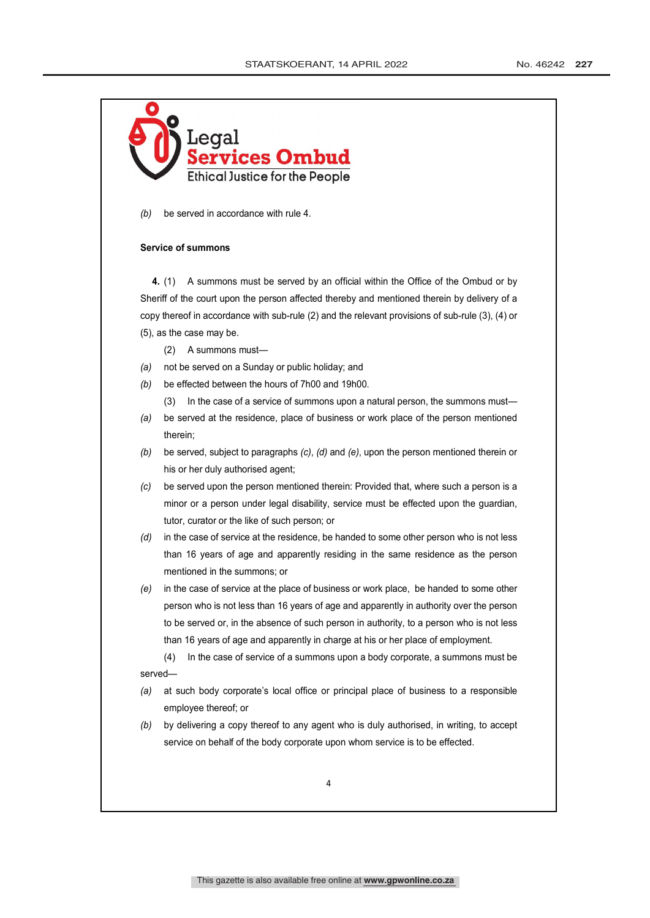(b) be served in accordance with rule 4.

**Service of summons**

**4.** (1) A summons must be served by an official within the Office of the Ombud or by Sheriff of the court upon the person affected thereby and mentioned therein by delivery of a copy thereof in accordance with sub-rule (2) and the relevant provisions of sub-rule (3), (4) or (5), as the case may be.

(2) A summons must—

*(a)* not be served on a Sunday or public holiday; and

*(b)* be effected between the hours of 7h00 and 19h00.

(3) In the case of a service of summons upon a natural person, the summons must—

*(a)* be served at the residence, place of business or work place of the person mentioned therein;

*(b)* be served, subject to paragraphs *(c)*, *(d)* and *(e)*, upon the person mentioned therein or his or her duly authorised agent;

*(c)* be served upon the person mentioned therein: Provided that, where such a person is a minor or a person under legal disability, service must be effected upon the guardian, tutor, curator or the like of such person; or

*(d)* in the case of service at the residence, be handed to some other person who is not less than 16 years of age and apparently residing in the same residence as the person mentioned in the summons; or

*(e)* in the case of service at the place of business or work place, be handed to some other person who is not less than 16 years of age and apparently in authority over the person to be served or, in the absence of such person in authority, to a person who is not less than 16 years of age and apparently in charge at his or her place of employment.

(4) In the case of service of a summons upon a body corporate, a summons must be served—

*(a)* at such body corporate's local office or principal place of business to a responsible employee thereof; or

*(b)* by delivering a copy thereof to any agent who is duly authorised, in writing, to accept service on behalf of the body corporate upon whom service is to be effected.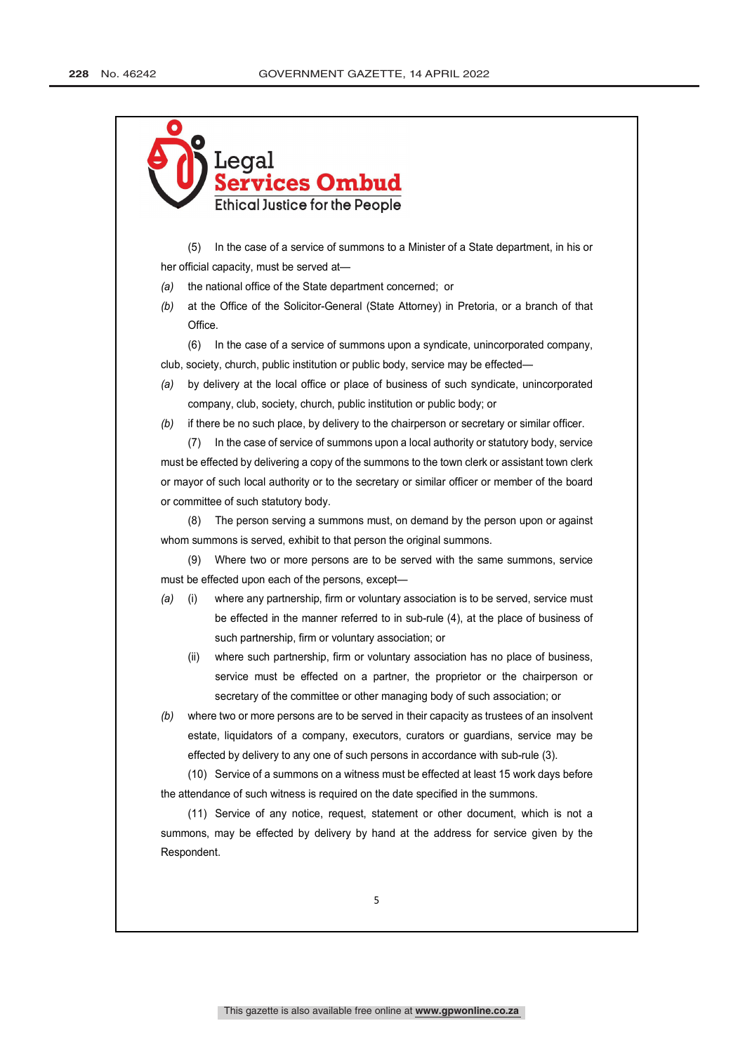(5) In the case of a service of summons to a Minister of a State department, in his or her official capacity, must be served at—

*(a)* the national office of the State department concerned; or

*(b)* at the Office of the Solicitor-General (State Attorney) in Pretoria, or a branch of that Office.

(6) In the case of a service of summons upon a syndicate, unincorporated company, club, society, church, public institution or public body, service may be effected—

*(a)* by delivery at the local office or place of business of such syndicate, unincorporated company, club, society, church, public institution or public body; or

*(b)* if there be no such place, by delivery to the chairperson or secretary or similar officer.

(7) In the case of service of summons upon a local authority or statutory body, service must be effected by delivering a copy of the summons to the town clerk or assistant town clerk or mayor of such local authority or to the secretary or similar officer or member of the board or committee of such statutory body.

(8) The person serving a summons must, on demand by the person upon or against whom summons is served, exhibit to that person the original summons.

(9) Where two or more persons are to be served with the same summons, service must be effected upon each of the persons, except—

*(a)* (i) where any partnership, firm or voluntary association is to be served, service must be effected in the manner referred to in sub-rule (4), at the place of business of such partnership, firm or voluntary association; or

(ii) where such partnership, firm or voluntary association has no place of business, service must be effected on a partner, the proprietor or the chairperson or secretary of the committee or other managing body of such association; or

*(b)* where two or more persons are to be served in their capacity as trustees of an insolvent estate, liquidators of a company, executors, curators or guardians, service may be effected by delivery to any one of such persons in accordance with sub-rule (3).

(10) Service of a summons on a witness must be effected at least 15 work days before the attendance of such witness is required on the date specified in the summons.

(11) Service of any notice, request, statement or other document, which is not a summons, may be effected by delivery by hand at the address for service given by the Respondent.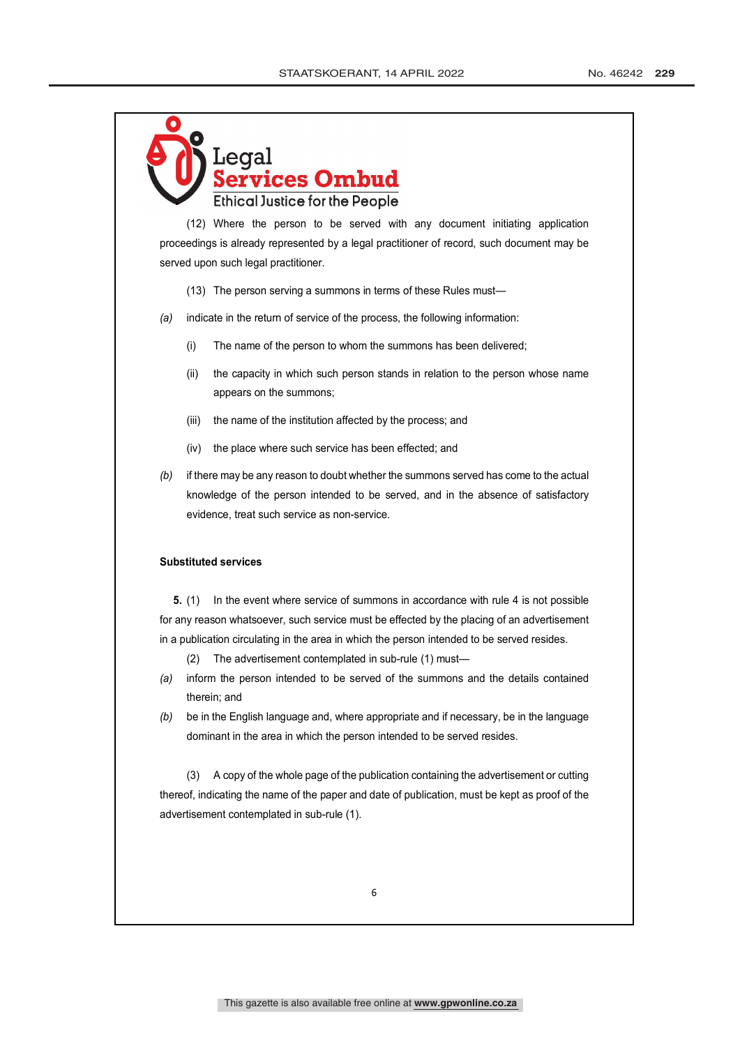Legal Services Ombud
Ethical Justice for the People

(12) Where the person to be served with any document initiating application proceedings is already represented by a legal practitioner of record, such document may be served upon such legal practitioner.

(13) The person serving a summons in terms of these Rules must—

*(a)* indicate in the return of service of the process, the following information:

(i) The name of the person to whom the summons has been delivered;

(ii) the capacity in which such person stands in relation to the person whose name appears on the summons;

(iii) the name of the institution affected by the process; and

(iv) the place where such service has been effected; and

*(b)* if there may be any reason to doubt whether the summons served has come to the actual knowledge of the person intended to be served, and in the absence of satisfactory evidence, treat such service as non-service.

**Substituted services**

**5.** (1) In the event where service of summons in accordance with rule 4 is not possible for any reason whatsoever, such service must be effected by the placing of an advertisement in a publication circulating in the area in which the person intended to be served resides.

(2) The advertisement contemplated in sub-rule (1) must—

*(a)* inform the person intended to be served of the summons and the details contained therein; and

*(b)* be in the English language and, where appropriate and if necessary, be in the language dominant in the area in which the person intended to be served resides.

(3) A copy of the whole page of the publication containing the advertisement or cutting thereof, indicating the name of the paper and date of publication, must be kept as proof of the advertisement contemplated in sub-rule (1).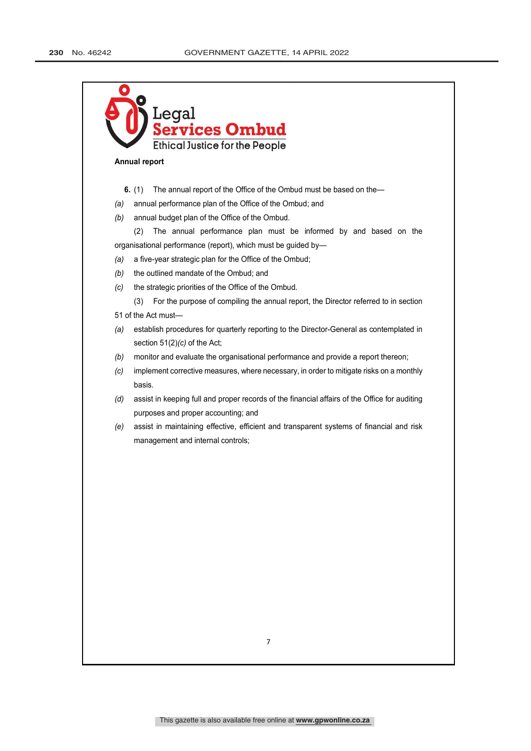Legal
Services Ombud
Ethical Justice for the People

**Annual report**

**6.** (1) The annual report of the Office of the Ombud must be based on the—

*(a)* annual performance plan of the Office of the Ombud; and

*(b)* annual budget plan of the Office of the Ombud.

(2) The annual performance plan must be informed by and based on the organisational performance (report), which must be guided by—

*(a)* a five-year strategic plan for the Office of the Ombud;

*(b)* the outlined mandate of the Ombud; and

*(c)* the strategic priorities of the Office of the Ombud.

(3) For the purpose of compiling the annual report, the Director referred to in section 51 of the Act must—

*(a)* establish procedures for quarterly reporting to the Director-General as contemplated in section 51(2)*(c)* of the Act;

*(b)* monitor and evaluate the organisational performance and provide a report thereon;

*(c)* implement corrective measures, where necessary, in order to mitigate risks on a monthly basis.

*(d)* assist in keeping full and proper records of the financial affairs of the Office for auditing purposes and proper accounting; and

*(e)* assist in maintaining effective, efficient and transparent systems of financial and risk management and internal controls;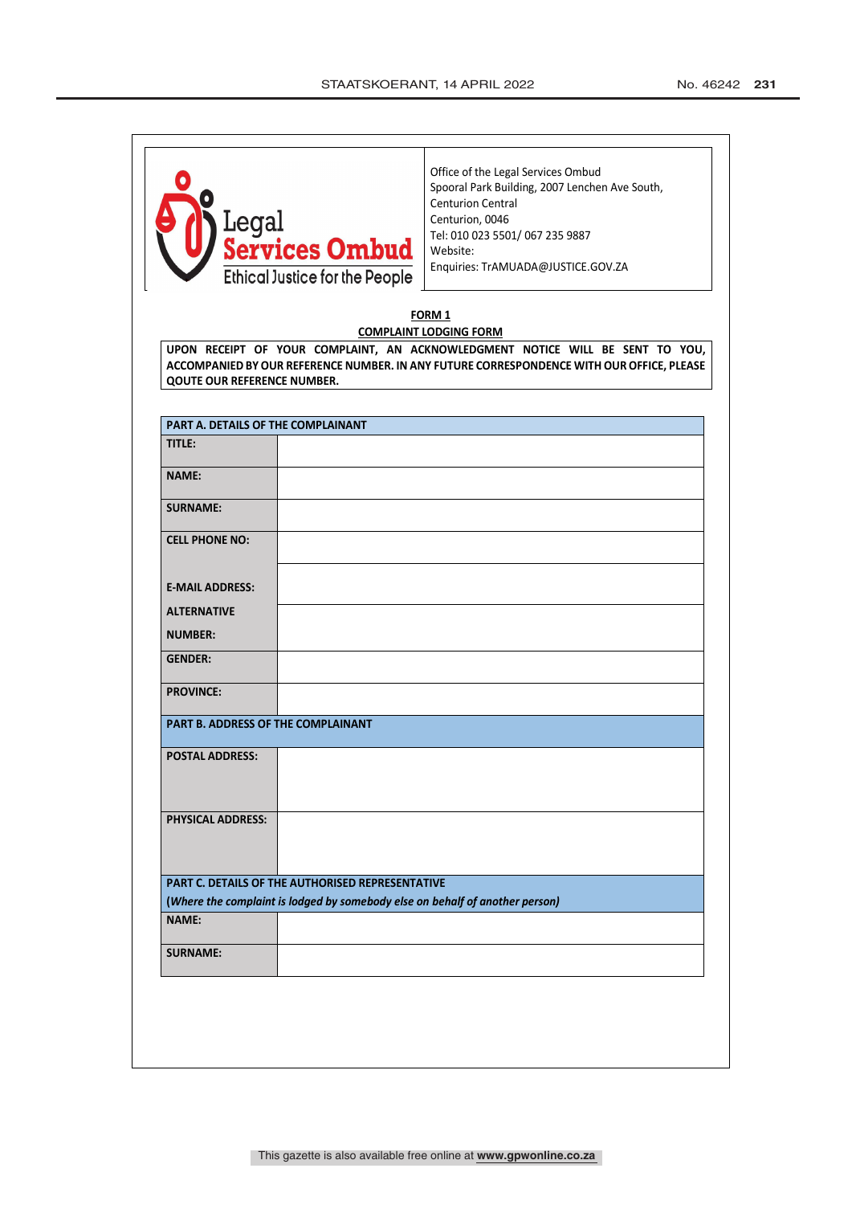| Legal Services Ombud<br>Ethical Justice for the People | Office of the Legal Services Ombud<br>Spooral Park Building, 2007 Lenchen Ave South, Centurion Central<br>Centurion, 0046<br>Tel: 010 023 5501/ 067 235 9887<br>Website:<br>Enquiries: TrAMUADA@JUSTICE.GOV.ZA |
|---|---|

**FORM 1**

**COMPLAINT LODGING FORM**

**UPON RECEIPT OF YOUR COMPLAINT, AN ACKNOWLEDGMENT NOTICE WILL BE SENT TO YOU, ACCOMPANIED BY OUR REFERENCE NUMBER. IN ANY FUTURE CORRESPONDENCE WITH OUR OFFICE, PLEASE QOUTE OUR REFERENCE NUMBER.**

| **PART A. DETAILS OF THE COMPLAINANT** | |
|---|---|
| **TITLE:** | |
| **NAME:** | |
| **SURNAME:** | |
| **CELL PHONE NO:** | |
| **E-MAIL ADDRESS:** | |
| **ALTERNATIVE NUMBER:** | |
| **GENDER:** | |
| **PROVINCE:** | |
| **PART B. ADDRESS OF THE COMPLAINANT** | |
| **POSTAL ADDRESS:** | |
| **PHYSICAL ADDRESS:** | |
| **PART C. DETAILS OF THE AUTHORISED REPRESENTATIVE** (*Where the complaint is lodged by somebody else on behalf of another person*) | |
| **NAME:** | |
| **SURNAME:** | |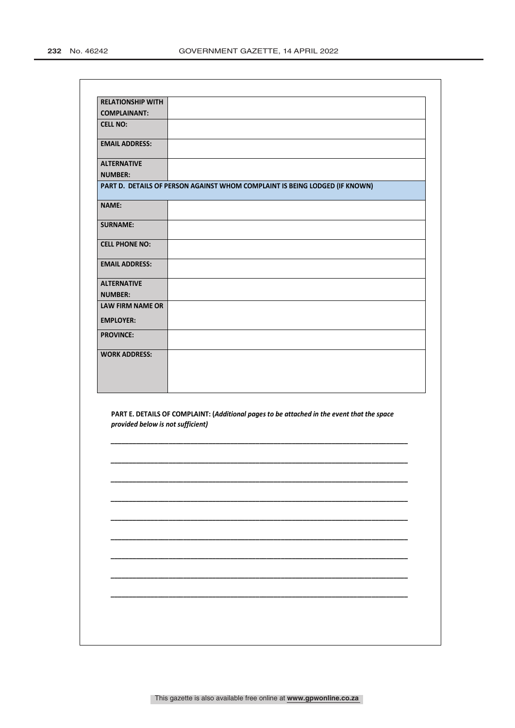| | |
|---|---|
| **RELATIONSHIP WITH COMPLAINANT:** | |
| **CELL NO:** | |
| **EMAIL ADDRESS:** | |
| **ALTERNATIVE NUMBER:** | |
| **PART D. DETAILS OF PERSON AGAINST WHOM COMPLAINT IS BEING LODGED (IF KNOWN)** | |
| **NAME:** | |
| **SURNAME:** | |
| **CELL PHONE NO:** | |
| **EMAIL ADDRESS:** | |
| **ALTERNATIVE NUMBER:** | |
| **LAW FIRM NAME OR EMPLOYER:** | |
| **PROVINCE:** | |
| **WORK ADDRESS:** | |

**PART E. DETAILS OF COMPLAINT: (*Additional pages to be attached in the event that the space provided below is not sufficient*)**

\_\_\_\_\_\_\_\_\_\_\_\_\_\_\_\_\_\_\_\_\_\_\_\_\_\_\_\_\_\_\_\_\_\_\_\_\_\_\_\_\_\_\_\_\_\_\_\_\_\_\_\_\_\_\_\_\_\_\_\_\_\_\_\_\_\_\_\_\_\_\_\_\_\_

\_\_\_\_\_\_\_\_\_\_\_\_\_\_\_\_\_\_\_\_\_\_\_\_\_\_\_\_\_\_\_\_\_\_\_\_\_\_\_\_\_\_\_\_\_\_\_\_\_\_\_\_\_\_\_\_\_\_\_\_\_\_\_\_\_\_\_\_\_\_\_\_\_\_

\_\_\_\_\_\_\_\_\_\_\_\_\_\_\_\_\_\_\_\_\_\_\_\_\_\_\_\_\_\_\_\_\_\_\_\_\_\_\_\_\_\_\_\_\_\_\_\_\_\_\_\_\_\_\_\_\_\_\_\_\_\_\_\_\_\_\_\_\_\_\_\_\_\_

\_\_\_\_\_\_\_\_\_\_\_\_\_\_\_\_\_\_\_\_\_\_\_\_\_\_\_\_\_\_\_\_\_\_\_\_\_\_\_\_\_\_\_\_\_\_\_\_\_\_\_\_\_\_\_\_\_\_\_\_\_\_\_\_\_\_\_\_\_\_\_\_\_\_

\_\_\_\_\_\_\_\_\_\_\_\_\_\_\_\_\_\_\_\_\_\_\_\_\_\_\_\_\_\_\_\_\_\_\_\_\_\_\_\_\_\_\_\_\_\_\_\_\_\_\_\_\_\_\_\_\_\_\_\_\_\_\_\_\_\_\_\_\_\_\_\_\_\_

\_\_\_\_\_\_\_\_\_\_\_\_\_\_\_\_\_\_\_\_\_\_\_\_\_\_\_\_\_\_\_\_\_\_\_\_\_\_\_\_\_\_\_\_\_\_\_\_\_\_\_\_\_\_\_\_\_\_\_\_\_\_\_\_\_\_\_\_\_\_\_\_\_\_

\_\_\_\_\_\_\_\_\_\_\_\_\_\_\_\_\_\_\_\_\_\_\_\_\_\_\_\_\_\_\_\_\_\_\_\_\_\_\_\_\_\_\_\_\_\_\_\_\_\_\_\_\_\_\_\_\_\_\_\_\_\_\_\_\_\_\_\_\_\_\_\_\_\_

\_\_\_\_\_\_\_\_\_\_\_\_\_\_\_\_\_\_\_\_\_\_\_\_\_\_\_\_\_\_\_\_\_\_\_\_\_\_\_\_\_\_\_\_\_\_\_\_\_\_\_\_\_\_\_\_\_\_\_\_\_\_\_\_\_\_\_\_\_\_\_\_\_\_

\_\_\_\_\_\_\_\_\_\_\_\_\_\_\_\_\_\_\_\_\_\_\_\_\_\_\_\_\_\_\_\_\_\_\_\_\_\_\_\_\_\_\_\_\_\_\_\_\_\_\_\_\_\_\_\_\_\_\_\_\_\_\_\_\_\_\_\_\_\_\_\_\_\_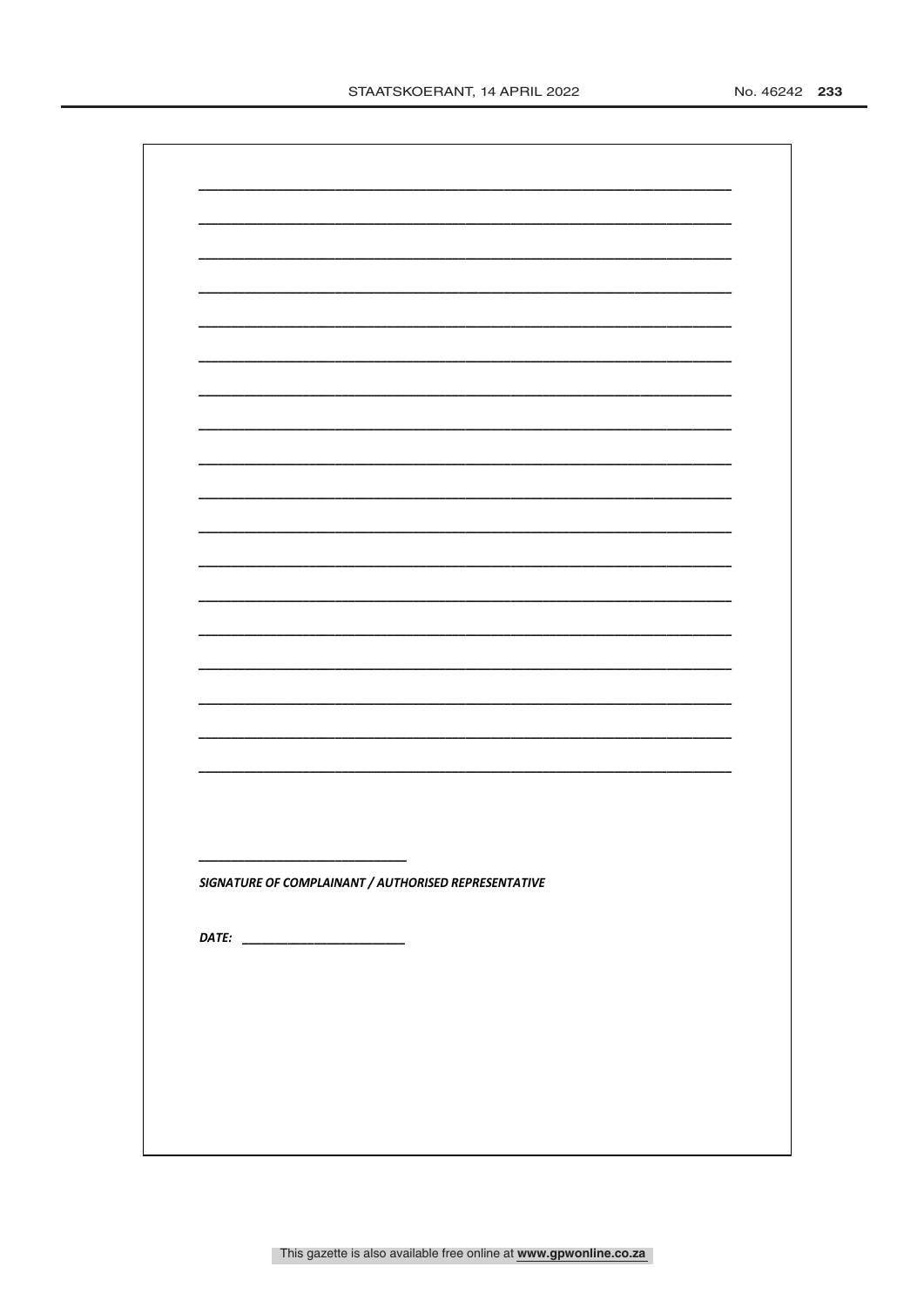\_\_\_\_\_\_\_\_\_\_\_\_\_\_\_\_\_\_\_\_\_\_\_\_\_\_\_\_\_\_\_\_\_\_\_\_\_\_\_\_\_\_\_\_\_\_\_\_\_\_\_\_\_\_\_\_\_\_\_\_\_\_\_\_\_\_\_\_\_\_

\_\_\_\_\_\_\_\_\_\_\_\_\_\_\_\_\_\_\_\_\_\_\_\_\_\_\_\_\_\_\_\_\_\_\_\_\_\_\_\_\_\_\_\_\_\_\_\_\_\_\_\_\_\_\_\_\_\_\_\_\_\_\_\_\_\_\_\_\_\_

\_\_\_\_\_\_\_\_\_\_\_\_\_\_\_\_\_\_\_\_\_\_\_\_\_\_\_\_\_\_\_\_\_\_\_\_\_\_\_\_\_\_\_\_\_\_\_\_\_\_\_\_\_\_\_\_\_\_\_\_\_\_\_\_\_\_\_\_\_\_

\_\_\_\_\_\_\_\_\_\_\_\_\_\_\_\_\_\_\_\_\_\_\_\_\_\_\_\_\_\_\_\_\_\_\_\_\_\_\_\_\_\_\_\_\_\_\_\_\_\_\_\_\_\_\_\_\_\_\_\_\_\_\_\_\_\_\_\_\_\_

\_\_\_\_\_\_\_\_\_\_\_\_\_\_\_\_\_\_\_\_\_\_\_\_\_\_\_\_\_\_\_\_\_\_\_\_\_\_\_\_\_\_\_\_\_\_\_\_\_\_\_\_\_\_\_\_\_\_\_\_\_\_\_\_\_\_\_\_\_\_

\_\_\_\_\_\_\_\_\_\_\_\_\_\_\_\_\_\_\_\_\_\_\_\_\_\_\_\_\_\_\_\_\_\_\_\_\_\_\_\_\_\_\_\_\_\_\_\_\_\_\_\_\_\_\_\_\_\_\_\_\_\_\_\_\_\_\_\_\_\_

\_\_\_\_\_\_\_\_\_\_\_\_\_\_\_\_\_\_\_\_\_\_\_\_\_\_\_\_\_\_\_\_\_\_\_\_\_\_\_\_\_\_\_\_\_\_\_\_\_\_\_\_\_\_\_\_\_\_\_\_\_\_\_\_\_\_\_\_\_\_

\_\_\_\_\_\_\_\_\_\_\_\_\_\_\_\_\_\_\_\_\_\_\_\_\_\_\_\_\_\_\_\_\_\_\_\_\_\_\_\_\_\_\_\_\_\_\_\_\_\_\_\_\_\_\_\_\_\_\_\_\_\_\_\_\_\_\_\_\_\_

\_\_\_\_\_\_\_\_\_\_\_\_\_\_\_\_\_\_\_\_\_\_\_\_\_\_\_\_\_\_\_\_\_\_\_\_\_\_\_\_\_\_\_\_\_\_\_\_\_\_\_\_\_\_\_\_\_\_\_\_\_\_\_\_\_\_\_\_\_\_

\_\_\_\_\_\_\_\_\_\_\_\_\_\_\_\_\_\_\_\_\_\_\_\_\_\_\_\_\_\_\_\_\_\_\_\_\_\_\_\_\_\_\_\_\_\_\_\_\_\_\_\_\_\_\_\_\_\_\_\_\_\_\_\_\_\_\_\_\_\_

\_\_\_\_\_\_\_\_\_\_\_\_\_\_\_\_\_\_\_\_\_\_\_\_\_\_\_\_\_\_\_\_\_\_\_\_\_\_\_\_\_\_\_\_\_\_\_\_\_\_\_\_\_\_\_\_\_\_\_\_\_\_\_\_\_\_\_\_\_\_

\_\_\_\_\_\_\_\_\_\_\_\_\_\_\_\_\_\_\_\_\_\_\_\_\_\_\_\_\_\_\_\_\_\_\_\_\_\_\_\_\_\_\_\_\_\_\_\_\_\_\_\_\_\_\_\_\_\_\_\_\_\_\_\_\_\_\_\_\_\_

\_\_\_\_\_\_\_\_\_\_\_\_\_\_\_\_\_\_\_\_\_\_\_\_\_\_\_\_\_\_\_\_\_\_\_\_\_\_\_\_\_\_\_\_\_\_\_\_\_\_\_\_\_\_\_\_\_\_\_\_\_\_\_\_\_\_\_\_\_\_

\_\_\_\_\_\_\_\_\_\_\_\_\_\_\_\_\_\_\_\_\_\_\_\_\_\_\_\_\_\_\_\_\_\_\_\_\_\_\_\_\_\_\_\_\_\_\_\_\_\_\_\_\_\_\_\_\_\_\_\_\_\_\_\_\_\_\_\_\_\_

\_\_\_\_\_\_\_\_\_\_\_\_\_\_\_\_\_\_\_\_\_\_\_\_\_\_\_\_\_\_\_\_\_\_\_\_\_\_\_\_\_\_\_\_\_\_\_\_\_\_\_\_\_\_\_\_\_\_\_\_\_\_\_\_\_\_\_\_\_\_

\_\_\_\_\_\_\_\_\_\_\_\_\_\_\_\_\_\_\_\_\_\_\_\_\_\_\_\_\_\_\_\_\_\_\_\_\_\_\_\_\_\_\_\_\_\_\_\_\_\_\_\_\_\_\_\_\_\_\_\_\_\_\_\_\_\_\_\_\_\_

\_\_\_\_\_\_\_\_\_\_\_\_\_\_\_\_\_\_\_\_\_\_\_\_\_\_\_\_\_\_\_\_\_\_\_\_\_\_\_\_\_\_\_\_\_\_\_\_\_\_\_\_\_\_\_\_\_\_\_\_\_\_\_\_\_\_\_\_\_\_

\_\_\_\_\_\_\_\_\_\_\_\_\_\_\_\_\_\_\_\_\_\_\_\_\_\_\_\_\_\_\_\_\_\_\_\_\_\_\_\_\_\_\_\_\_\_\_\_\_\_\_\_\_\_\_\_\_\_\_\_\_\_\_\_\_\_\_\_\_\_

\_\_\_\_\_\_\_\_\_\_\_\_\_\_\_\_\_\_\_\_\_\_\_\_\_\_\_\_\_\_

***SIGNATURE OF COMPLAINANT / AUTHORISED REPRESENTATIVE***

***DATE:*** \_\_\_\_\_\_\_\_\_\_\_\_\_\_\_\_\_\_\_\_\_\_\_\_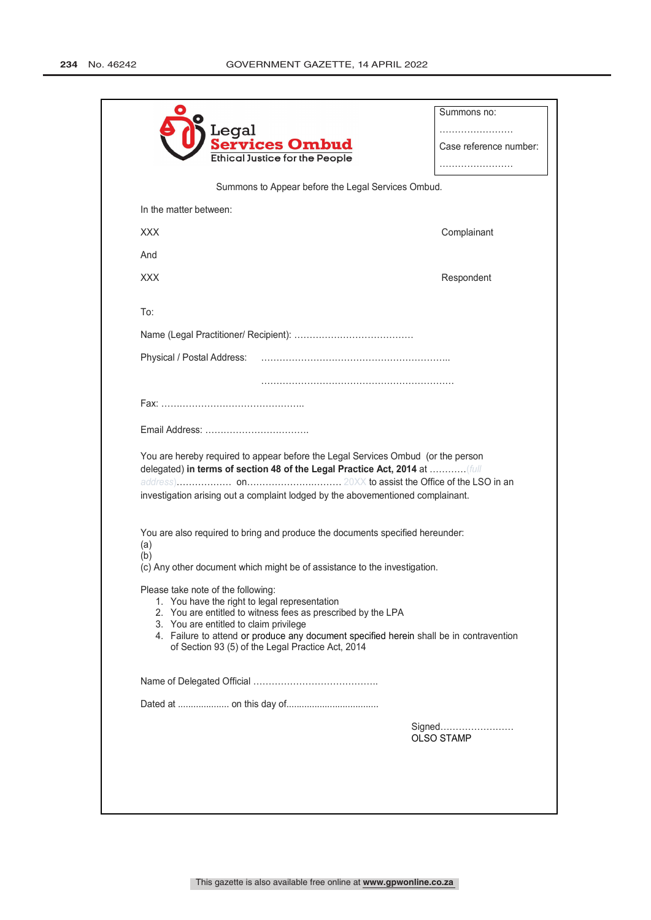Legal
**Services Ombud**
Ethical Justice for the People

Summons no:

……………………

Case reference number:

……………………

Summons to Appear before the Legal Services Ombud.

In the matter between:

XXX Complainant

And

XXX Respondent

To:

Name (Legal Practitioner/ Recipient): …………………………………

Physical / Postal Address: ……………………………………………………..

……………………………………………………….

Fax: ………………………………………..

Email Address: ……………………………

You are hereby required to appear before the Legal Services Ombud (or the person delegated) **in terms of section 48 of the Legal Practice Act, 2014** at …………(*full address*)…………….. on………………………… 20XX to assist the Office of the LSO in an investigation arising out a complaint lodged by the abovementioned complainant.

You are also required to bring and produce the documents specified hereunder:
(a)
(b)
(c) Any other document which might be of assistance to the investigation.

Please take note of the following:

1. You have the right to legal representation
2. You are entitled to witness fees as prescribed by the LPA
3. You are entitled to claim privilege
4. Failure to attend or produce any document specified herein shall be in contravention of Section 93 (5) of the Legal Practice Act, 2014

Name of Delegated Official …………………………………..

Dated at .................... on this day of....................................

Signed……………………
OLSO STAMP